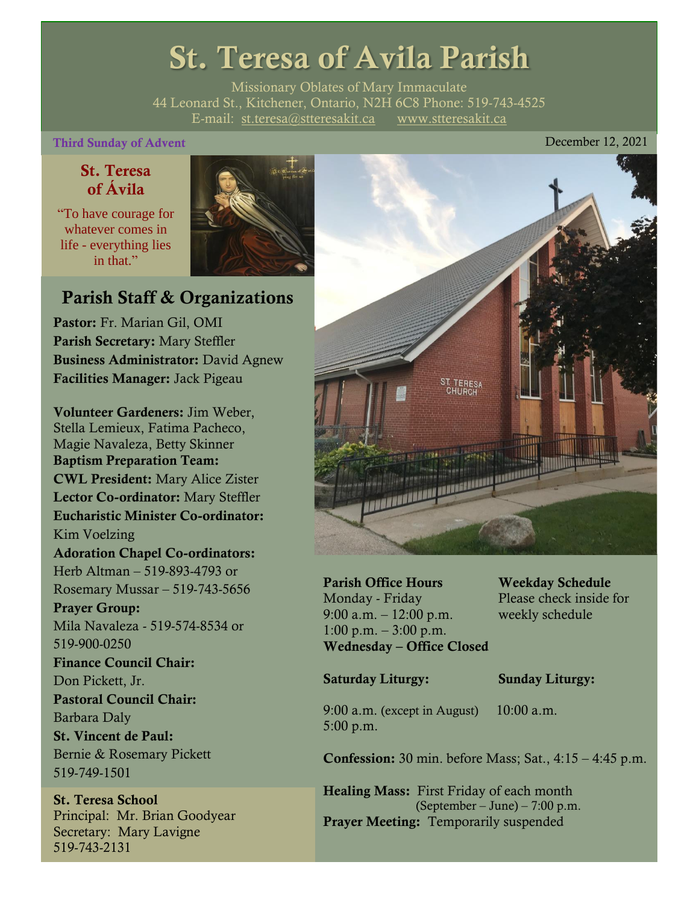# St. Teresa of Avila Parish

Missionary Oblates of Mary Immaculate
44 Leonard St., Kitchener, Ontario, N2H 6C8 Phone: 519-743-4525
E-mail: st.teresa@stteresakit.ca www.stteresakit.ca

**Third Sunday of Advent** December 12, 2021

## St. Teresa of Ávila

"To have courage for whatever comes in life - everything lies in that."

## Parish Staff & Organizations

**Pastor:** Fr. Marian Gil, OMI
**Parish Secretary:** Mary Steffler
**Business Administrator:** David Agnew
**Facilities Manager:** Jack Pigeau

**Volunteer Gardeners:** Jim Weber, Stella Lemieux, Fatima Pacheco, Magie Navaleza, Betty Skinner
**Baptism Preparation Team:**
**CWL President:** Mary Alice Zister
**Lector Co-ordinator:** Mary Steffler
**Eucharistic Minister Co-ordinator:** Kim Voelzing
**Adoration Chapel Co-ordinators:** Herb Altman – 519-893-4793 or Rosemary Mussar – 519-743-5656
**Prayer Group:** Mila Navaleza - 519-574-8534 or 519-900-0250
**Finance Council Chair:** Don Pickett, Jr.
**Pastoral Council Chair:** Barbara Daly
**St. Vincent de Paul:** Bernie & Rosemary Pickett 519-749-1501

**St. Teresa School**
Principal: Mr. Brian Goodyear
Secretary: Mary Lavigne
519-743-2131

**Parish Office Hours**
Monday - Friday
9:00 a.m. – 12:00 p.m.
1:00 p.m. – 3:00 p.m.
**Wednesday – Office Closed**

**Weekday Schedule**
Please check inside for weekly schedule

**Saturday Liturgy:**
9:00 a.m. (except in August)
5:00 p.m.

**Sunday Liturgy:**
10:00 a.m.

**Confession:** 30 min. before Mass; Sat., 4:15 – 4:45 p.m.

**Healing Mass:** First Friday of each month (September – June) – 7:00 p.m.
**Prayer Meeting:** Temporarily suspended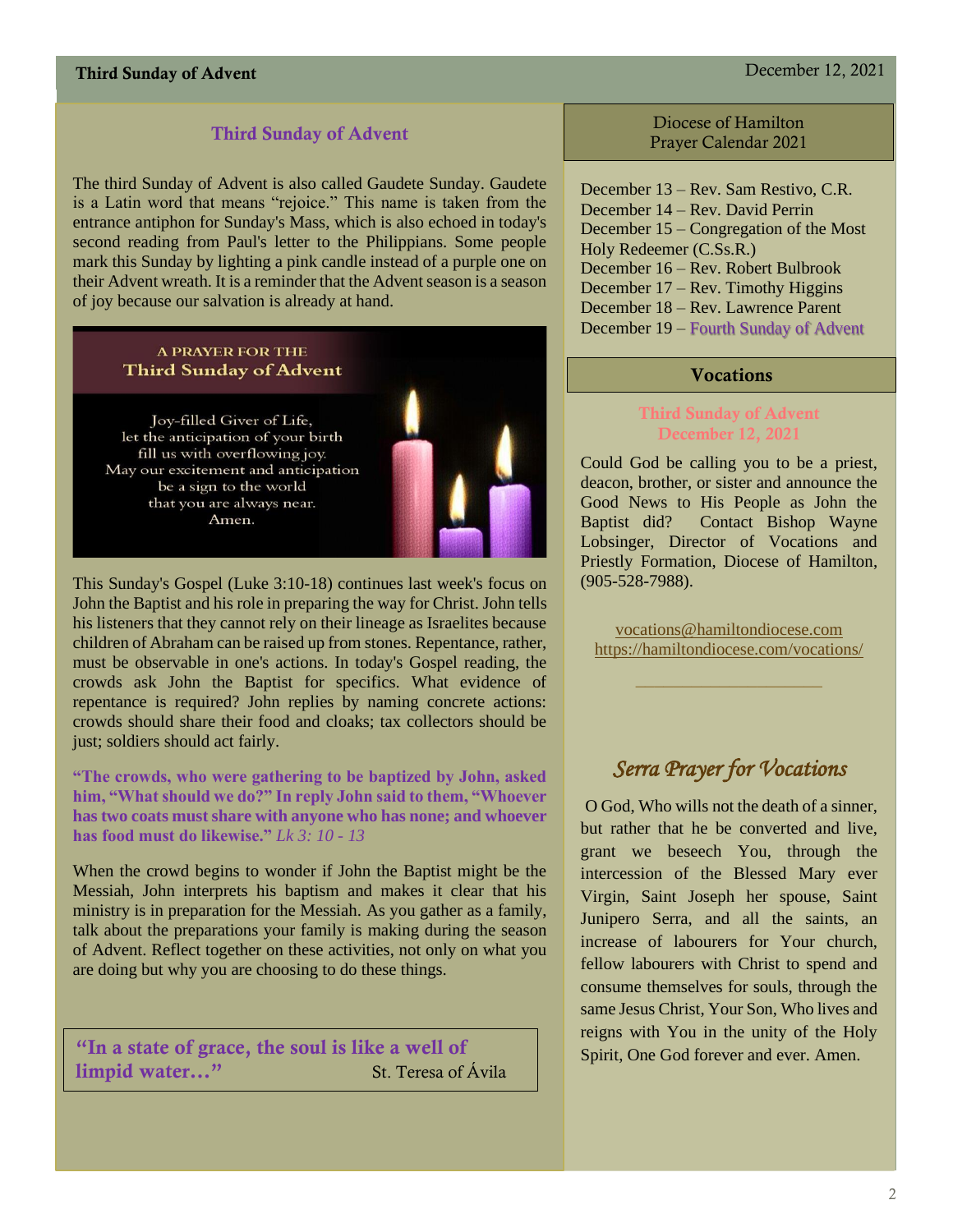## Third Sunday of Advent

The third Sunday of Advent is also called Gaudete Sunday. Gaudete is a Latin word that means "rejoice." This name is taken from the entrance antiphon for Sunday's Mass, which is also echoed in today's second reading from Paul's letter to the Philippians. Some people mark this Sunday by lighting a pink candle instead of a purple one on their Advent wreath. It is a reminder that the Advent season is a season of joy because our salvation is already at hand.

A PRAYER FOR THE
**Third Sunday of Advent**

Joy-filled Giver of Life,
let the anticipation of your birth
fill us with overflowing joy.
May our excitement and anticipation
be a sign to the world
that you are always near.
Amen.

This Sunday's Gospel (Luke 3:10-18) continues last week's focus on John the Baptist and his role in preparing the way for Christ. John tells his listeners that they cannot rely on their lineage as Israelites because children of Abraham can be raised up from stones. Repentance, rather, must be observable in one's actions. In today's Gospel reading, the crowds ask John the Baptist for specifics. What evidence of repentance is required? John replies by naming concrete actions: crowds should share their food and cloaks; tax collectors should be just; soldiers should act fairly.

**"The crowds, who were gathering to be baptized by John, asked him, "What should we do?" In reply John said to them, "Whoever has two coats must share with anyone who has none; and whoever has food must do likewise."** *Lk 3: 10 - 13*

When the crowd begins to wonder if John the Baptist might be the Messiah, John interprets his baptism and makes it clear that his ministry is in preparation for the Messiah. As you gather as a family, talk about the preparations your family is making during the season of Advent. Reflect together on these activities, not only on what you are doing but why you are choosing to do these things.

> **"In a state of grace, the soul is like a well of limpid water…"** St. Teresa of Ávila

## Diocese of Hamilton Prayer Calendar 2021

December 13 – Rev. Sam Restivo, C.R.
December 14 – Rev. David Perrin
December 15 – Congregation of the Most Holy Redeemer (C.Ss.R.)
December 16 – Rev. Robert Bulbrook
December 17 – Rev. Timothy Higgins
December 18 – Rev. Lawrence Parent
December 19 – Fourth Sunday of Advent

## Vocations

**Third Sunday of Advent**
**December 12, 2021**

Could God be calling you to be a priest, deacon, brother, or sister and announce the Good News to His People as John the Baptist did? Contact Bishop Wayne Lobsinger, Director of Vocations and Priestly Formation, Diocese of Hamilton, (905-528-7988).

vocations@hamiltondiocese.com
https://hamiltondiocese.com/vocations/

## *Serra Prayer for Vocations*

O God, Who wills not the death of a sinner, but rather that he be converted and live, grant we beseech You, through the intercession of the Blessed Mary ever Virgin, Saint Joseph her spouse, Saint Junipero Serra, and all the saints, an increase of labourers for Your church, fellow labourers with Christ to spend and consume themselves for souls, through the same Jesus Christ, Your Son, Who lives and reigns with You in the unity of the Holy Spirit, One God forever and ever. Amen.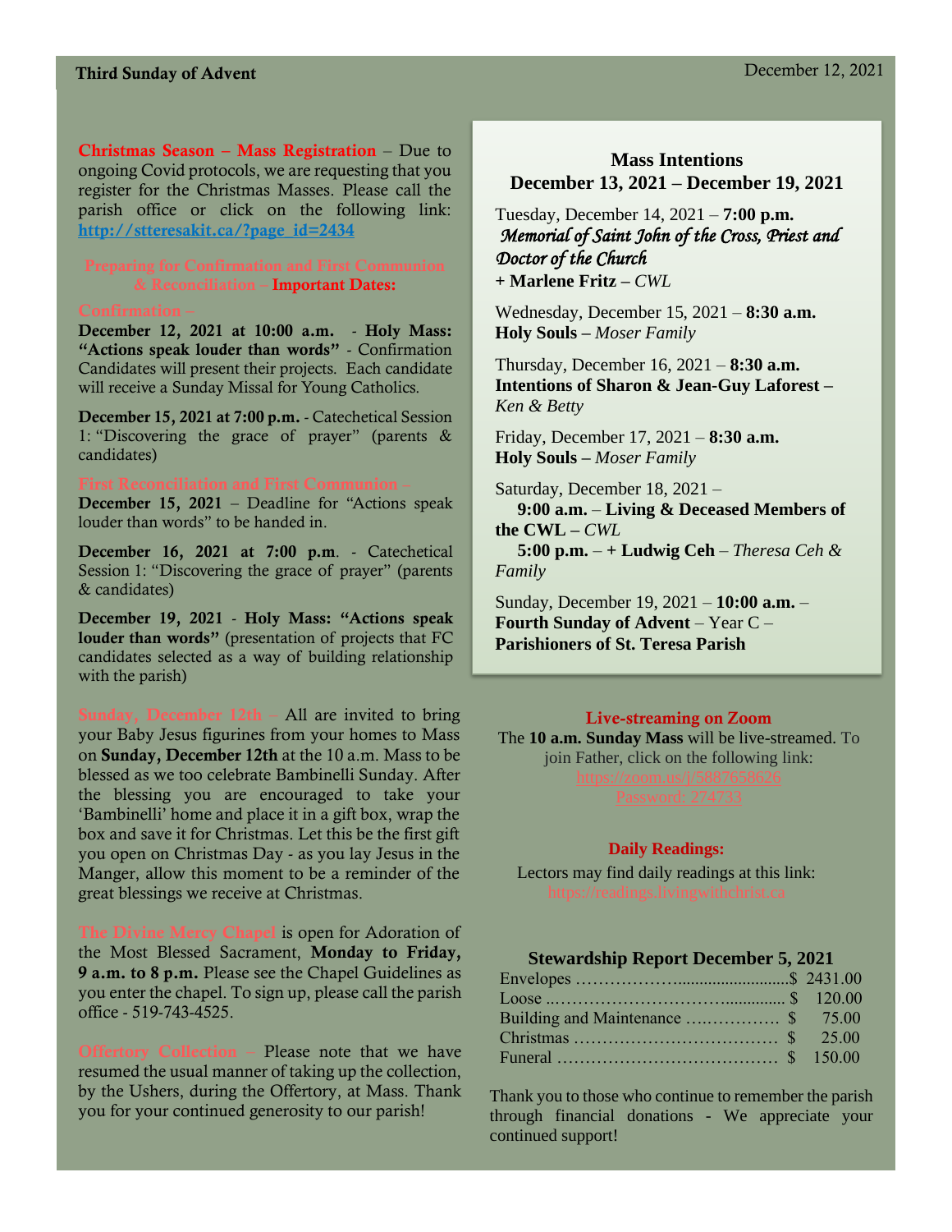**Third Sunday of Advent** December 12, 2021

**Christmas Season – Mass Registration** – Due to ongoing Covid protocols, we are requesting that you register for the Christmas Masses. Please call the parish office or click on the following link: http://stteresakit.ca/?page_id=2434

**Preparing for Confirmation and First Communion & Reconciliation – Important Dates:**

**Confirmation –**

**December 12, 2021 at 10:00 a.m.** - **Holy Mass: "Actions speak louder than words"** - Confirmation Candidates will present their projects. Each candidate will receive a Sunday Missal for Young Catholics.

**December 15, 2021 at 7:00 p.m.** - Catechetical Session 1: "Discovering the grace of prayer" (parents & candidates)

**First Reconciliation and First Communion –**

**December 15, 2021** – Deadline for "Actions speak louder than words" to be handed in.

**December 16, 2021 at 7:00 p.m**. - Catechetical Session 1: "Discovering the grace of prayer" (parents & candidates)

**December 19, 2021** - **Holy Mass: "Actions speak louder than words"** (presentation of projects that FC candidates selected as a way of building relationship with the parish)

**Sunday, December 12th** – All are invited to bring your Baby Jesus figurines from your homes to Mass on **Sunday, December 12th** at the 10 a.m. Mass to be blessed as we too celebrate Bambinelli Sunday. After the blessing you are encouraged to take your 'Bambinelli' home and place it in a gift box, wrap the box and save it for Christmas. Let this be the first gift you open on Christmas Day - as you lay Jesus in the Manger, allow this moment to be a reminder of the great blessings we receive at Christmas.

**The Divine Mercy Chapel** is open for Adoration of the Most Blessed Sacrament, **Monday to Friday, 9 a.m. to 8 p.m.** Please see the Chapel Guidelines as you enter the chapel. To sign up, please call the parish office - 519-743-4525.

**Offertory Collection** – Please note that we have resumed the usual manner of taking up the collection, by the Ushers, during the Offertory, at Mass. Thank you for your continued generosity to our parish!

## Mass Intentions
## December 13, 2021 – December 19, 2021

Tuesday, December 14, 2021 – **7:00 p.m.**
*Memorial of Saint John of the Cross, Priest and Doctor of the Church*
**+ Marlene Fritz –** *CWL*

Wednesday, December 15, 2021 – **8:30 a.m.**
**Holy Souls –** *Moser Family*

Thursday, December 16, 2021 – **8:30 a.m.**
**Intentions of Sharon & Jean-Guy Laforest –** *Ken & Betty*

Friday, December 17, 2021 – **8:30 a.m.**
**Holy Souls –** *Moser Family*

Saturday, December 18, 2021 –
**9:00 a.m.** – **Living & Deceased Members of the CWL –** *CWL*
**5:00 p.m.** – **+ Ludwig Ceh** – *Theresa Ceh & Family*

Sunday, December 19, 2021 – **10:00 a.m.** – **Fourth Sunday of Advent** – Year C – **Parishioners of St. Teresa Parish**

**Live-streaming on Zoom**

The **10 a.m. Sunday Mass** will be live-streamed. To join Father, click on the following link:
https://zoom.us/j/5887658626
Password: 274733

**Daily Readings:**

Lectors may find daily readings at this link:
https://readings.livingwithchrist.ca

**Stewardship Report December 5, 2021**

| | |
|---|---|
| Envelopes | $ 2431.00 |
| Loose | $ 120.00 |
| Building and Maintenance | $ 75.00 |
| Christmas | $ 25.00 |
| Funeral | $ 150.00 |

Thank you to those who continue to remember the parish through financial donations - We appreciate your continued support!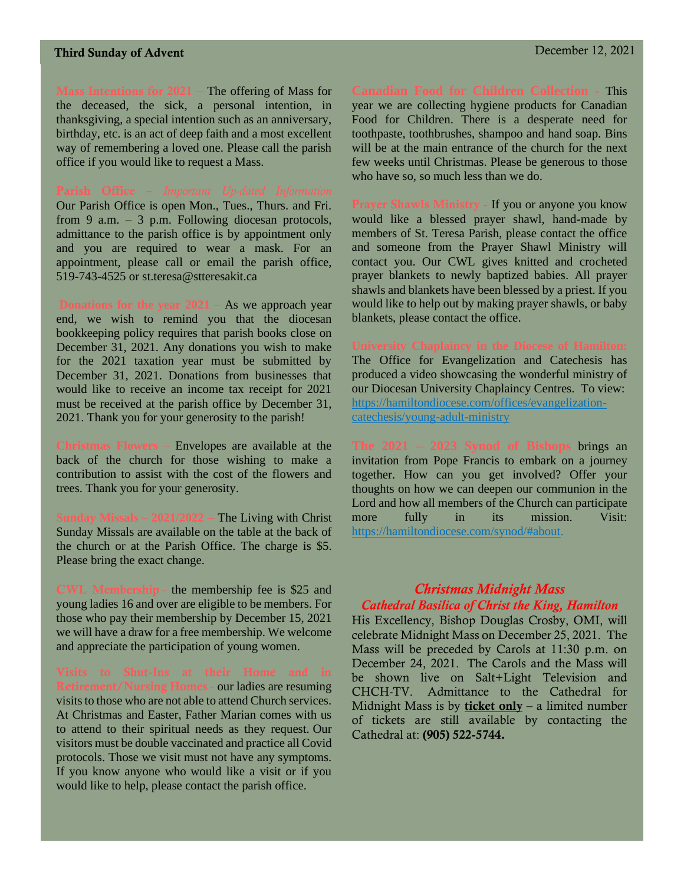**Mass Intentions for 2021** – The offering of Mass for the deceased, the sick, a personal intention, in thanksgiving, a special intention such as an anniversary, birthday, etc. is an act of deep faith and a most excellent way of remembering a loved one. Please call the parish office if you would like to request a Mass.

**Parish Office** – *Important Up-dated Information*
Our Parish Office is open Mon., Tues., Thurs. and Fri. from 9 a.m. – 3 p.m. Following diocesan protocols, admittance to the parish office is by appointment only and you are required to wear a mask. For an appointment, please call or email the parish office, 519-743-4525 or st.teresa@stteresakit.ca

**Donations for the year 2021** – As we approach year end, we wish to remind you that the diocesan bookkeeping policy requires that parish books close on December 31, 2021. Any donations you wish to make for the 2021 taxation year must be submitted by December 31, 2021. Donations from businesses that would like to receive an income tax receipt for 2021 must be received at the parish office by December 31, 2021. Thank you for your generosity to the parish!

**Christmas Flowers** – Envelopes are available at the back of the church for those wishing to make a contribution to assist with the cost of the flowers and trees. Thank you for your generosity.

**Sunday Missals – 2021/2022** – The Living with Christ Sunday Missals are available on the table at the back of the church or at the Parish Office. The charge is $5. Please bring the exact change.

**CWL Membership** - the membership fee is $25 and young ladies 16 and over are eligible to be members. For those who pay their membership by December 15, 2021 we will have a draw for a free membership. We welcome and appreciate the participation of young women.

**Visits to Shut-Ins at their Home and in Retirement/Nursing Homes** - our ladies are resuming visits to those who are not able to attend Church services. At Christmas and Easter, Father Marian comes with us to attend to their spiritual needs as they request. Our visitors must be double vaccinated and practice all Covid protocols. Those we visit must not have any symptoms. If you know anyone who would like a visit or if you would like to help, please contact the parish office.

**Canadian Food for Children Collection** - This year we are collecting hygiene products for Canadian Food for Children. There is a desperate need for toothpaste, toothbrushes, shampoo and hand soap. Bins will be at the main entrance of the church for the next few weeks until Christmas. Please be generous to those who have so, so much less than we do.

**Prayer Shawls Ministry** - If you or anyone you know would like a blessed prayer shawl, hand-made by members of St. Teresa Parish, please contact the office and someone from the Prayer Shawl Ministry will contact you. Our CWL gives knitted and crocheted prayer blankets to newly baptized babies. All prayer shawls and blankets have been blessed by a priest. If you would like to help out by making prayer shawls, or baby blankets, please contact the office.

**University Chaplaincy in the Diocese of Hamilton:** The Office for Evangelization and Catechesis has produced a video showcasing the wonderful ministry of our Diocesan University Chaplaincy Centres. To view: https://hamiltondiocese.com/offices/evangelization-catechesis/young-adult-ministry

**The 2021 – 2023 Synod of Bishops** brings an invitation from Pope Francis to embark on a journey together. How can you get involved? Offer your thoughts on how we can deepen our communion in the Lord and how all members of the Church can participate more fully in its mission. Visit: https://hamiltondiocese.com/synod/#about.

## *Christmas Midnight Mass*
### *Cathedral Basilica of Christ the King, Hamilton*

His Excellency, Bishop Douglas Crosby, OMI, will celebrate Midnight Mass on December 25, 2021. The Mass will be preceded by Carols at 11:30 p.m. on December 24, 2021. The Carols and the Mass will be shown live on Salt+Light Television and CHCH-TV. Admittance to the Cathedral for Midnight Mass is by **ticket only** – a limited number of tickets are still available by contacting the Cathedral at: **(905) 522-5744.**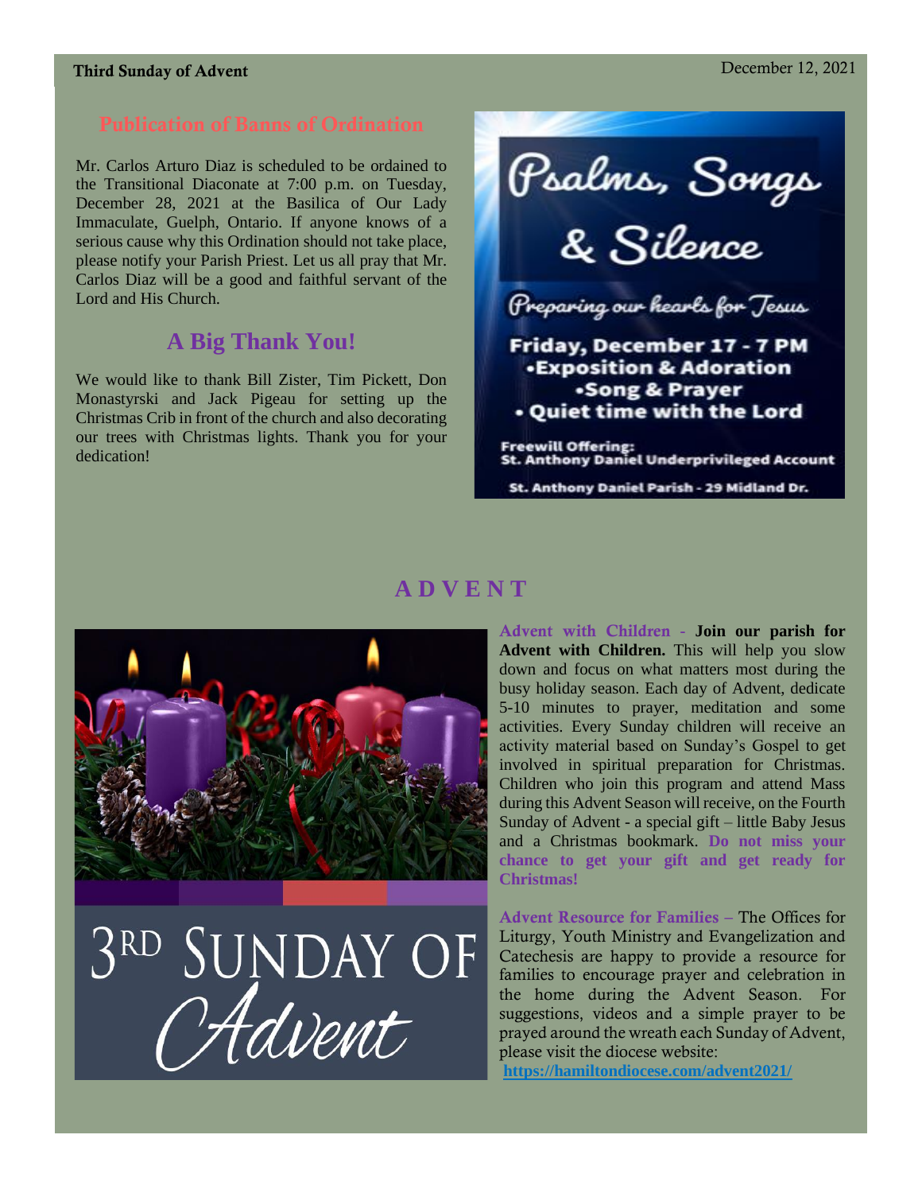## Publication of Banns of Ordination

Mr. Carlos Arturo Diaz is scheduled to be ordained to the Transitional Diaconate at 7:00 p.m. on Tuesday, December 28, 2021 at the Basilica of Our Lady Immaculate, Guelph, Ontario. If anyone knows of a serious cause why this Ordination should not take place, please notify your Parish Priest. Let us all pray that Mr. Carlos Diaz will be a good and faithful servant of the Lord and His Church.

## A Big Thank You!

We would like to thank Bill Zister, Tim Pickett, Don Monastyrski and Jack Pigeau for setting up the Christmas Crib in front of the church and also decorating our trees with Christmas lights. Thank you for your dedication!

Psalms, Songs & Silence

Preparing our hearts for Jesus

**Friday, December 17 - 7 PM**
- **Exposition & Adoration**
- **Song & Prayer**
- **Quiet time with the Lord**

**Freewill Offering:**
**St. Anthony Daniel Underprivileged Account**

**St. Anthony Daniel Parish - 29 Midland Dr.**

## ADVENT

3RD SUNDAY OF Advent

**Advent with Children** - **Join our parish for Advent with Children.** This will help you slow down and focus on what matters most during the busy holiday season. Each day of Advent, dedicate 5-10 minutes to prayer, meditation and some activities. Every Sunday children will receive an activity material based on Sunday's Gospel to get involved in spiritual preparation for Christmas. Children who join this program and attend Mass during this Advent Season will receive, on the Fourth Sunday of Advent - a special gift – little Baby Jesus and a Christmas bookmark. **Do not miss your chance to get your gift and get ready for Christmas!**

**Advent Resource for Families** – The Offices for Liturgy, Youth Ministry and Evangelization and Catechesis are happy to provide a resource for families to encourage prayer and celebration in the home during the Advent Season. For suggestions, videos and a simple prayer to be prayed around the wreath each Sunday of Advent, please visit the diocese website: **https://hamiltondiocese.com/advent2021/**